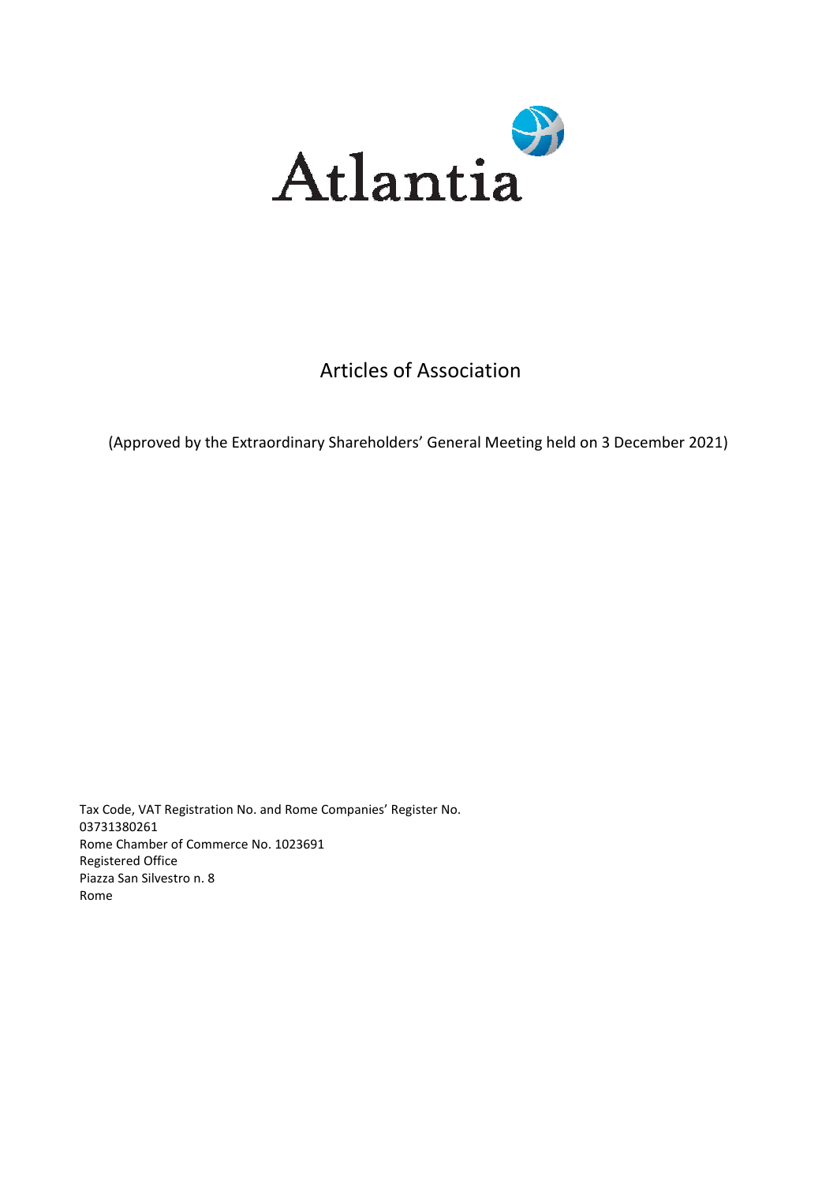Atlantia

# Articles of Association

(Approved by the Extraordinary Shareholders' General Meeting held on 3 December 2021)

Tax Code, VAT Registration No. and Rome Companies' Register No.
03731380261
Rome Chamber of Commerce No. 1023691
Registered Office
Piazza San Silvestro n. 8
Rome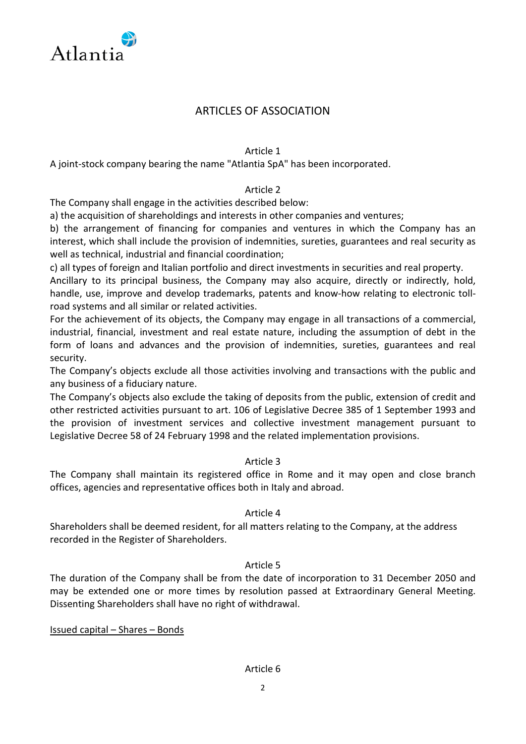# ARTICLES OF ASSOCIATION

### Article 1

A joint-stock company bearing the name "Atlantia SpA" has been incorporated.

### Article 2

The Company shall engage in the activities described below:

a) the acquisition of shareholdings and interests in other companies and ventures;

b) the arrangement of financing for companies and ventures in which the Company has an interest, which shall include the provision of indemnities, sureties, guarantees and real security as well as technical, industrial and financial coordination;

c) all types of foreign and Italian portfolio and direct investments in securities and real property.

Ancillary to its principal business, the Company may also acquire, directly or indirectly, hold, handle, use, improve and develop trademarks, patents and know-how relating to electronic toll-road systems and all similar or related activities.

For the achievement of its objects, the Company may engage in all transactions of a commercial, industrial, financial, investment and real estate nature, including the assumption of debt in the form of loans and advances and the provision of indemnities, sureties, guarantees and real security.

The Company's objects exclude all those activities involving and transactions with the public and any business of a fiduciary nature.

The Company's objects also exclude the taking of deposits from the public, extension of credit and other restricted activities pursuant to art. 106 of Legislative Decree 385 of 1 September 1993 and the provision of investment services and collective investment management pursuant to Legislative Decree 58 of 24 February 1998 and the related implementation provisions.

### Article 3

The Company shall maintain its registered office in Rome and it may open and close branch offices, agencies and representative offices both in Italy and abroad.

### Article 4

Shareholders shall be deemed resident, for all matters relating to the Company, at the address recorded in the Register of Shareholders.

### Article 5

The duration of the Company shall be from the date of incorporation to 31 December 2050 and may be extended one or more times by resolution passed at Extraordinary General Meeting. Dissenting Shareholders shall have no right of withdrawal.

## Issued capital – Shares – Bonds

### Article 6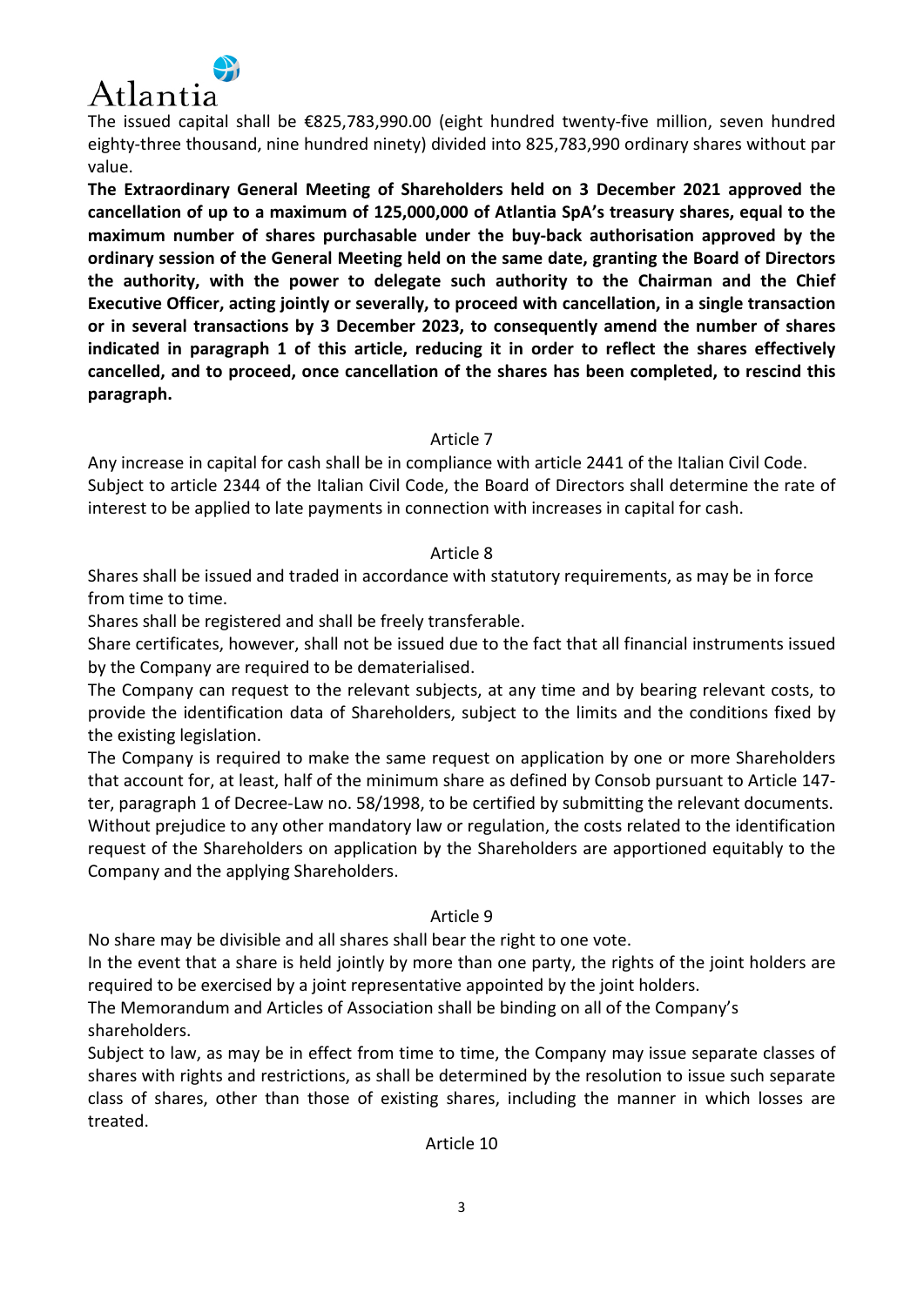The issued capital shall be €825,783,990.00 (eight hundred twenty-five million, seven hundred eighty-three thousand, nine hundred ninety) divided into 825,783,990 ordinary shares without par value.

**The Extraordinary General Meeting of Shareholders held on 3 December 2021 approved the cancellation of up to a maximum of 125,000,000 of Atlantia SpA's treasury shares, equal to the maximum number of shares purchasable under the buy-back authorisation approved by the ordinary session of the General Meeting held on the same date, granting the Board of Directors the authority, with the power to delegate such authority to the Chairman and the Chief Executive Officer, acting jointly or severally, to proceed with cancellation, in a single transaction or in several transactions by 3 December 2023, to consequently amend the number of shares indicated in paragraph 1 of this article, reducing it in order to reflect the shares effectively cancelled, and to proceed, once cancellation of the shares has been completed, to rescind this paragraph.**

## Article 7

Any increase in capital for cash shall be in compliance with article 2441 of the Italian Civil Code. Subject to article 2344 of the Italian Civil Code, the Board of Directors shall determine the rate of interest to be applied to late payments in connection with increases in capital for cash.

## Article 8

Shares shall be issued and traded in accordance with statutory requirements, as may be in force from time to time.

Shares shall be registered and shall be freely transferable.

Share certificates, however, shall not be issued due to the fact that all financial instruments issued by the Company are required to be dematerialised.

The Company can request to the relevant subjects, at any time and by bearing relevant costs, to provide the identification data of Shareholders, subject to the limits and the conditions fixed by the existing legislation.

The Company is required to make the same request on application by one or more Shareholders that account for, at least, half of the minimum share as defined by Consob pursuant to Article 147-ter, paragraph 1 of Decree-Law no. 58/1998, to be certified by submitting the relevant documents. Without prejudice to any other mandatory law or regulation, the costs related to the identification request of the Shareholders on application by the Shareholders are apportioned equitably to the Company and the applying Shareholders.

## Article 9

No share may be divisible and all shares shall bear the right to one vote.

In the event that a share is held jointly by more than one party, the rights of the joint holders are required to be exercised by a joint representative appointed by the joint holders.

The Memorandum and Articles of Association shall be binding on all of the Company's shareholders.

Subject to law, as may be in effect from time to time, the Company may issue separate classes of shares with rights and restrictions, as shall be determined by the resolution to issue such separate class of shares, other than those of existing shares, including the manner in which losses are treated.

## Article 10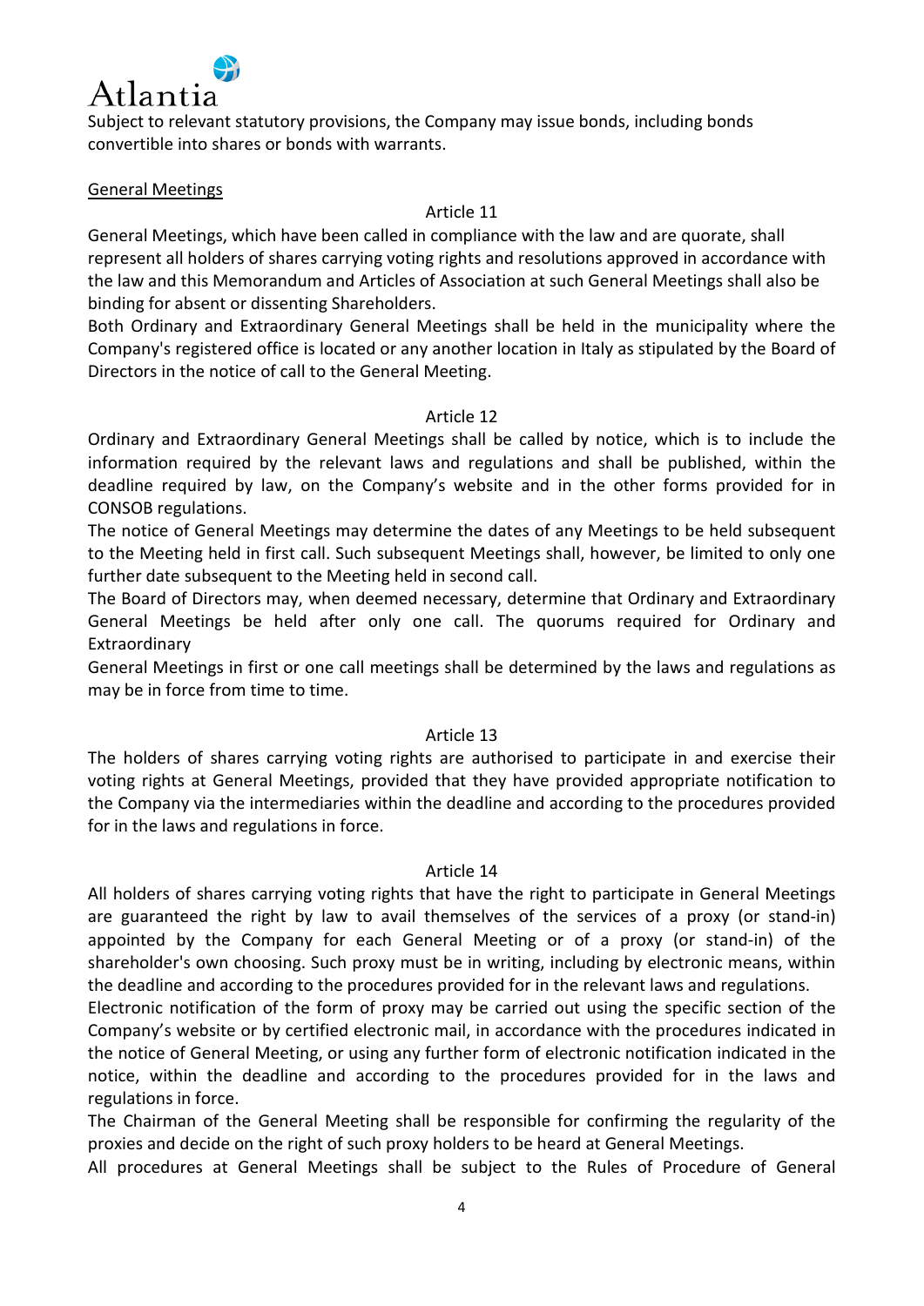Subject to relevant statutory provisions, the Company may issue bonds, including bonds convertible into shares or bonds with warrants.

## General Meetings

### Article 11

General Meetings, which have been called in compliance with the law and are quorate, shall represent all holders of shares carrying voting rights and resolutions approved in accordance with the law and this Memorandum and Articles of Association at such General Meetings shall also be binding for absent or dissenting Shareholders.

Both Ordinary and Extraordinary General Meetings shall be held in the municipality where the Company's registered office is located or any another location in Italy as stipulated by the Board of Directors in the notice of call to the General Meeting.

### Article 12

Ordinary and Extraordinary General Meetings shall be called by notice, which is to include the information required by the relevant laws and regulations and shall be published, within the deadline required by law, on the Company's website and in the other forms provided for in CONSOB regulations.

The notice of General Meetings may determine the dates of any Meetings to be held subsequent to the Meeting held in first call. Such subsequent Meetings shall, however, be limited to only one further date subsequent to the Meeting held in second call.

The Board of Directors may, when deemed necessary, determine that Ordinary and Extraordinary General Meetings be held after only one call. The quorums required for Ordinary and Extraordinary General Meetings in first or one call meetings shall be determined by the laws and regulations as may be in force from time to time.

### Article 13

The holders of shares carrying voting rights are authorised to participate in and exercise their voting rights at General Meetings, provided that they have provided appropriate notification to the Company via the intermediaries within the deadline and according to the procedures provided for in the laws and regulations in force.

### Article 14

All holders of shares carrying voting rights that have the right to participate in General Meetings are guaranteed the right by law to avail themselves of the services of a proxy (or stand-in) appointed by the Company for each General Meeting or of a proxy (or stand-in) of the shareholder's own choosing. Such proxy must be in writing, including by electronic means, within the deadline and according to the procedures provided for in the relevant laws and regulations.

Electronic notification of the form of proxy may be carried out using the specific section of the Company's website or by certified electronic mail, in accordance with the procedures indicated in the notice of General Meeting, or using any further form of electronic notification indicated in the notice, within the deadline and according to the procedures provided for in the laws and regulations in force.

The Chairman of the General Meeting shall be responsible for confirming the regularity of the proxies and decide on the right of such proxy holders to be heard at General Meetings.

All procedures at General Meetings shall be subject to the Rules of Procedure of General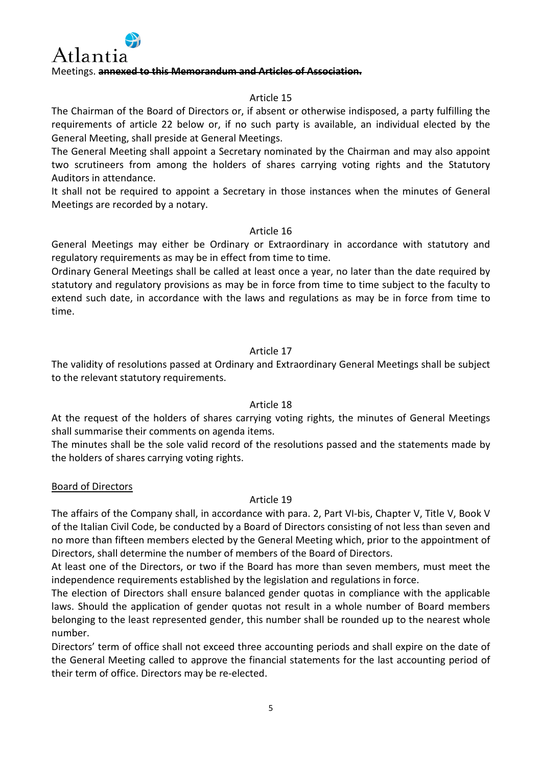Meetings. ~~**annexed to this Memorandum and Articles of Association.**~~

Article 15

The Chairman of the Board of Directors or, if absent or otherwise indisposed, a party fulfilling the requirements of article 22 below or, if no such party is available, an individual elected by the General Meeting, shall preside at General Meetings.

The General Meeting shall appoint a Secretary nominated by the Chairman and may also appoint two scrutineers from among the holders of shares carrying voting rights and the Statutory Auditors in attendance.

It shall not be required to appoint a Secretary in those instances when the minutes of General Meetings are recorded by a notary.

Article 16

General Meetings may either be Ordinary or Extraordinary in accordance with statutory and regulatory requirements as may be in effect from time to time.

Ordinary General Meetings shall be called at least once a year, no later than the date required by statutory and regulatory provisions as may be in force from time to time subject to the faculty to extend such date, in accordance with the laws and regulations as may be in force from time to time.

Article 17

The validity of resolutions passed at Ordinary and Extraordinary General Meetings shall be subject to the relevant statutory requirements.

Article 18

At the request of the holders of shares carrying voting rights, the minutes of General Meetings shall summarise their comments on agenda items.

The minutes shall be the sole valid record of the resolutions passed and the statements made by the holders of shares carrying voting rights.

<u>Board of Directors</u>

Article 19

The affairs of the Company shall, in accordance with para. 2, Part VI-bis, Chapter V, Title V, Book V of the Italian Civil Code, be conducted by a Board of Directors consisting of not less than seven and no more than fifteen members elected by the General Meeting which, prior to the appointment of Directors, shall determine the number of members of the Board of Directors.

At least one of the Directors, or two if the Board has more than seven members, must meet the independence requirements established by the legislation and regulations in force.

The election of Directors shall ensure balanced gender quotas in compliance with the applicable laws. Should the application of gender quotas not result in a whole number of Board members belonging to the least represented gender, this number shall be rounded up to the nearest whole number.

Directors' term of office shall not exceed three accounting periods and shall expire on the date of the General Meeting called to approve the financial statements for the last accounting period of their term of office. Directors may be re-elected.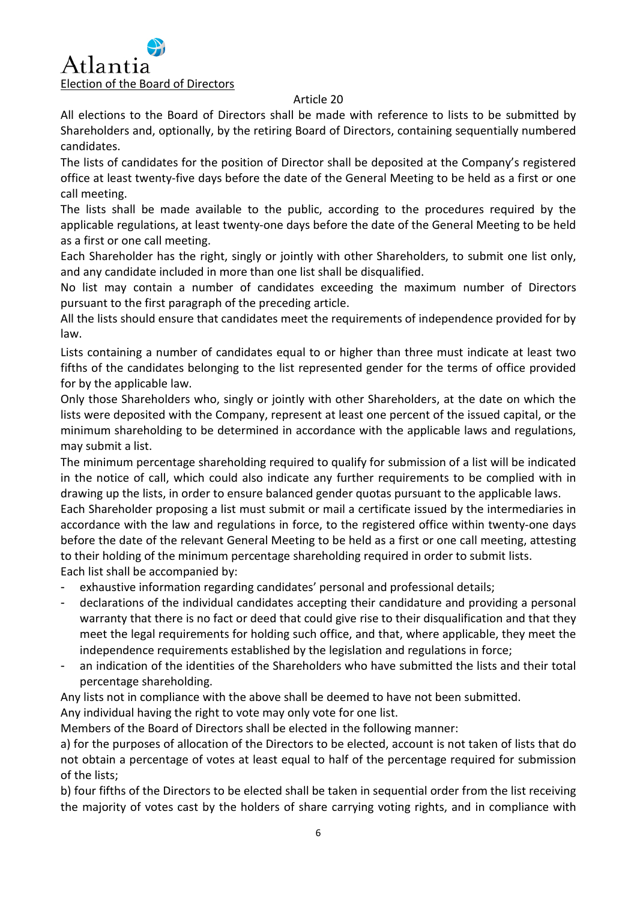## Election of the Board of Directors

### Article 20

All elections to the Board of Directors shall be made with reference to lists to be submitted by Shareholders and, optionally, by the retiring Board of Directors, containing sequentially numbered candidates.

The lists of candidates for the position of Director shall be deposited at the Company's registered office at least twenty-five days before the date of the General Meeting to be held as a first or one call meeting.

The lists shall be made available to the public, according to the procedures required by the applicable regulations, at least twenty-one days before the date of the General Meeting to be held as a first or one call meeting.

Each Shareholder has the right, singly or jointly with other Shareholders, to submit one list only, and any candidate included in more than one list shall be disqualified.

No list may contain a number of candidates exceeding the maximum number of Directors pursuant to the first paragraph of the preceding article.

All the lists should ensure that candidates meet the requirements of independence provided for by law.

Lists containing a number of candidates equal to or higher than three must indicate at least two fifths of the candidates belonging to the list represented gender for the terms of office provided for by the applicable law.

Only those Shareholders who, singly or jointly with other Shareholders, at the date on which the lists were deposited with the Company, represent at least one percent of the issued capital, or the minimum shareholding to be determined in accordance with the applicable laws and regulations, may submit a list.

The minimum percentage shareholding required to qualify for submission of a list will be indicated in the notice of call, which could also indicate any further requirements to be complied with in drawing up the lists, in order to ensure balanced gender quotas pursuant to the applicable laws.

Each Shareholder proposing a list must submit or mail a certificate issued by the intermediaries in accordance with the law and regulations in force, to the registered office within twenty-one days before the date of the relevant General Meeting to be held as a first or one call meeting, attesting to their holding of the minimum percentage shareholding required in order to submit lists.

Each list shall be accompanied by:

- exhaustive information regarding candidates' personal and professional details;
- declarations of the individual candidates accepting their candidature and providing a personal warranty that there is no fact or deed that could give rise to their disqualification and that they meet the legal requirements for holding such office, and that, where applicable, they meet the independence requirements established by the legislation and regulations in force;
- an indication of the identities of the Shareholders who have submitted the lists and their total percentage shareholding.

Any lists not in compliance with the above shall be deemed to have not been submitted.

Any individual having the right to vote may only vote for one list.

Members of the Board of Directors shall be elected in the following manner:

a) for the purposes of allocation of the Directors to be elected, account is not taken of lists that do not obtain a percentage of votes at least equal to half of the percentage required for submission of the lists;

b) four fifths of the Directors to be elected shall be taken in sequential order from the list receiving the majority of votes cast by the holders of share carrying voting rights, and in compliance with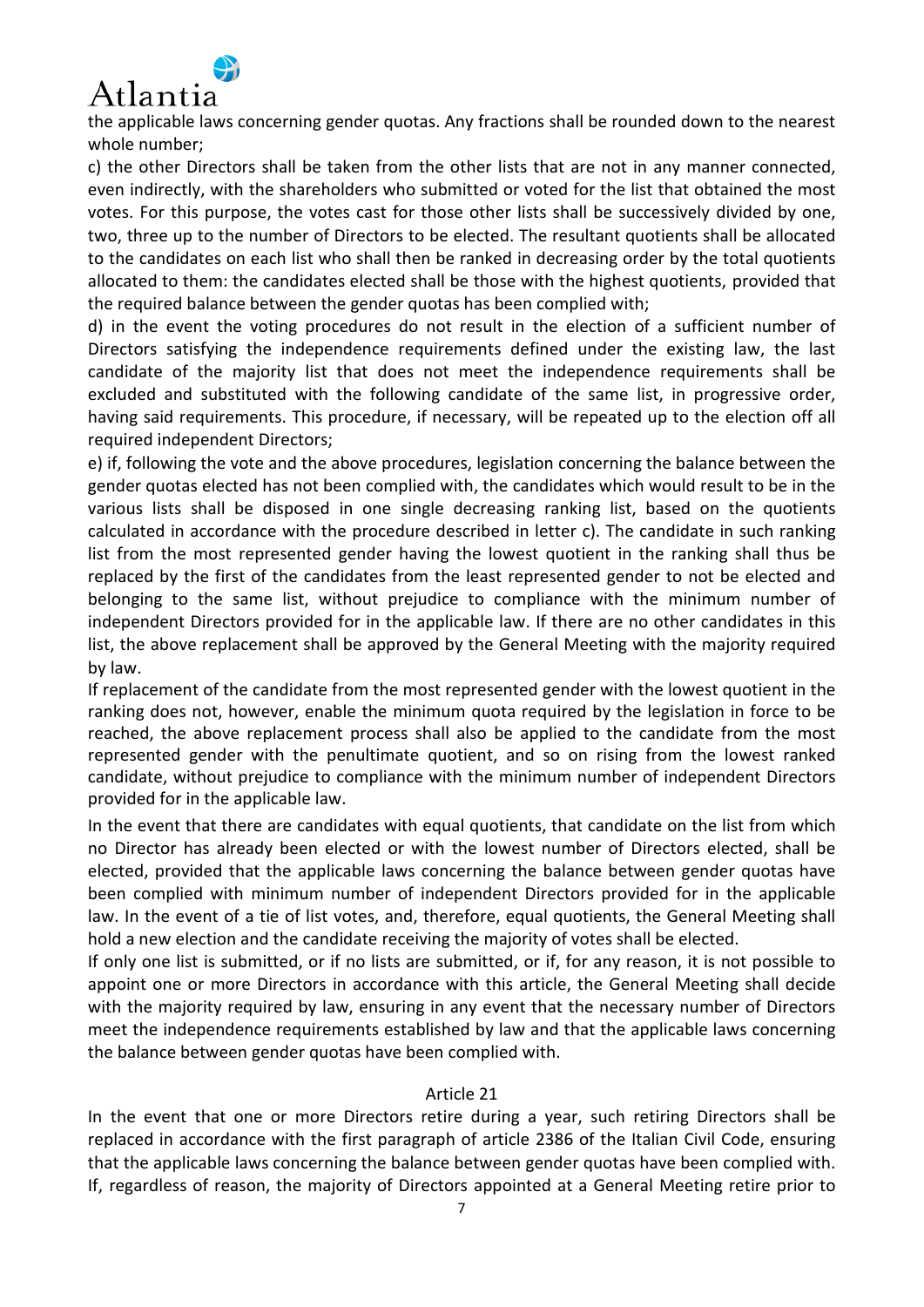the applicable laws concerning gender quotas. Any fractions shall be rounded down to the nearest whole number;

c) the other Directors shall be taken from the other lists that are not in any manner connected, even indirectly, with the shareholders who submitted or voted for the list that obtained the most votes. For this purpose, the votes cast for those other lists shall be successively divided by one, two, three up to the number of Directors to be elected. The resultant quotients shall be allocated to the candidates on each list who shall then be ranked in decreasing order by the total quotients allocated to them: the candidates elected shall be those with the highest quotients, provided that the required balance between the gender quotas has been complied with;

d) in the event the voting procedures do not result in the election of a sufficient number of Directors satisfying the independence requirements defined under the existing law, the last candidate of the majority list that does not meet the independence requirements shall be excluded and substituted with the following candidate of the same list, in progressive order, having said requirements. This procedure, if necessary, will be repeated up to the election off all required independent Directors;

e) if, following the vote and the above procedures, legislation concerning the balance between the gender quotas elected has not been complied with, the candidates which would result to be in the various lists shall be disposed in one single decreasing ranking list, based on the quotients calculated in accordance with the procedure described in letter c). The candidate in such ranking list from the most represented gender having the lowest quotient in the ranking shall thus be replaced by the first of the candidates from the least represented gender to not be elected and belonging to the same list, without prejudice to compliance with the minimum number of independent Directors provided for in the applicable law. If there are no other candidates in this list, the above replacement shall be approved by the General Meeting with the majority required by law.

If replacement of the candidate from the most represented gender with the lowest quotient in the ranking does not, however, enable the minimum quota required by the legislation in force to be reached, the above replacement process shall also be applied to the candidate from the most represented gender with the penultimate quotient, and so on rising from the lowest ranked candidate, without prejudice to compliance with the minimum number of independent Directors provided for in the applicable law.

In the event that there are candidates with equal quotients, that candidate on the list from which no Director has already been elected or with the lowest number of Directors elected, shall be elected, provided that the applicable laws concerning the balance between gender quotas have been complied with minimum number of independent Directors provided for in the applicable law. In the event of a tie of list votes, and, therefore, equal quotients, the General Meeting shall hold a new election and the candidate receiving the majority of votes shall be elected.

If only one list is submitted, or if no lists are submitted, or if, for any reason, it is not possible to appoint one or more Directors in accordance with this article, the General Meeting shall decide with the majority required by law, ensuring in any event that the necessary number of Directors meet the independence requirements established by law and that the applicable laws concerning the balance between gender quotas have been complied with.

## Article 21

In the event that one or more Directors retire during a year, such retiring Directors shall be replaced in accordance with the first paragraph of article 2386 of the Italian Civil Code, ensuring that the applicable laws concerning the balance between gender quotas have been complied with. If, regardless of reason, the majority of Directors appointed at a General Meeting retire prior to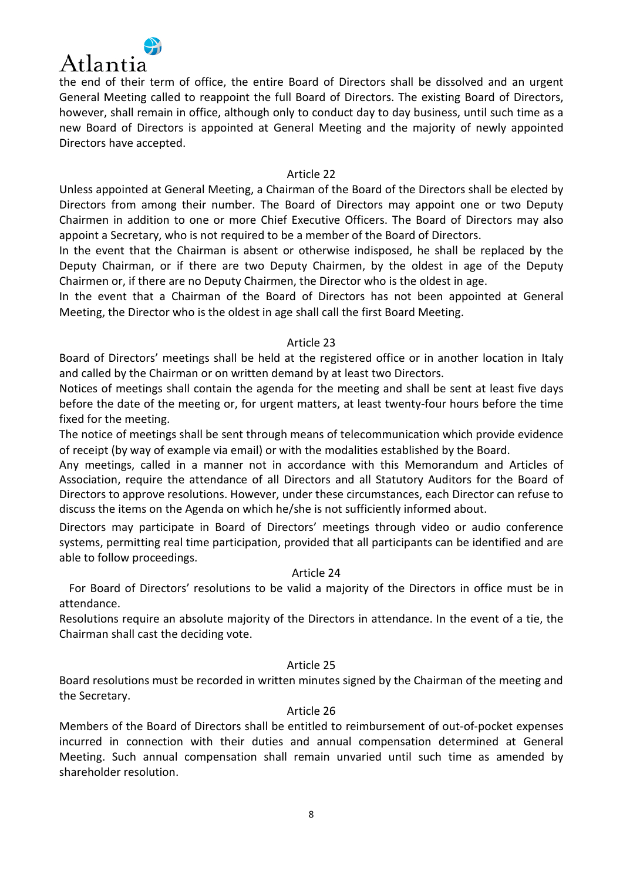the end of their term of office, the entire Board of Directors shall be dissolved and an urgent General Meeting called to reappoint the full Board of Directors. The existing Board of Directors, however, shall remain in office, although only to conduct day to day business, until such time as a new Board of Directors is appointed at General Meeting and the majority of newly appointed Directors have accepted.

## Article 22

Unless appointed at General Meeting, a Chairman of the Board of the Directors shall be elected by Directors from among their number. The Board of Directors may appoint one or two Deputy Chairmen in addition to one or more Chief Executive Officers. The Board of Directors may also appoint a Secretary, who is not required to be a member of the Board of Directors.

In the event that the Chairman is absent or otherwise indisposed, he shall be replaced by the Deputy Chairman, or if there are two Deputy Chairmen, by the oldest in age of the Deputy Chairmen or, if there are no Deputy Chairmen, the Director who is the oldest in age.

In the event that a Chairman of the Board of Directors has not been appointed at General Meeting, the Director who is the oldest in age shall call the first Board Meeting.

## Article 23

Board of Directors' meetings shall be held at the registered office or in another location in Italy and called by the Chairman or on written demand by at least two Directors.

Notices of meetings shall contain the agenda for the meeting and shall be sent at least five days before the date of the meeting or, for urgent matters, at least twenty-four hours before the time fixed for the meeting.

The notice of meetings shall be sent through means of telecommunication which provide evidence of receipt (by way of example via email) or with the modalities established by the Board.

Any meetings, called in a manner not in accordance with this Memorandum and Articles of Association, require the attendance of all Directors and all Statutory Auditors for the Board of Directors to approve resolutions. However, under these circumstances, each Director can refuse to discuss the items on the Agenda on which he/she is not sufficiently informed about.

Directors may participate in Board of Directors' meetings through video or audio conference systems, permitting real time participation, provided that all participants can be identified and are able to follow proceedings.

## Article 24

For Board of Directors' resolutions to be valid a majority of the Directors in office must be in attendance.

Resolutions require an absolute majority of the Directors in attendance. In the event of a tie, the Chairman shall cast the deciding vote.

## Article 25

Board resolutions must be recorded in written minutes signed by the Chairman of the meeting and the Secretary.

## Article 26

Members of the Board of Directors shall be entitled to reimbursement of out-of-pocket expenses incurred in connection with their duties and annual compensation determined at General Meeting. Such annual compensation shall remain unvaried until such time as amended by shareholder resolution.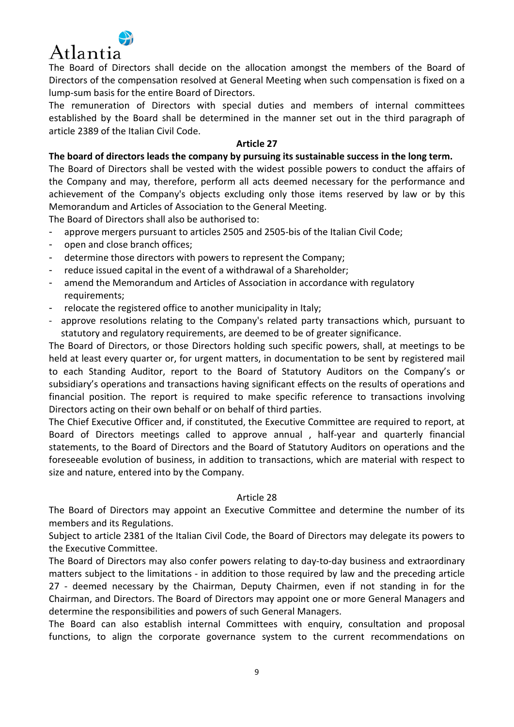The Board of Directors shall decide on the allocation amongst the members of the Board of Directors of the compensation resolved at General Meeting when such compensation is fixed on a lump-sum basis for the entire Board of Directors.

The remuneration of Directors with special duties and members of internal committees established by the Board shall be determined in the manner set out in the third paragraph of article 2389 of the Italian Civil Code.

**Article 27**

**The board of directors leads the company by pursuing its sustainable success in the long term.**

The Board of Directors shall be vested with the widest possible powers to conduct the affairs of the Company and may, therefore, perform all acts deemed necessary for the performance and achievement of the Company's objects excluding only those items reserved by law or by this Memorandum and Articles of Association to the General Meeting.

The Board of Directors shall also be authorised to:

- approve mergers pursuant to articles 2505 and 2505-bis of the Italian Civil Code;
- open and close branch offices;
- determine those directors with powers to represent the Company;
- reduce issued capital in the event of a withdrawal of a Shareholder;
- amend the Memorandum and Articles of Association in accordance with regulatory requirements;
- relocate the registered office to another municipality in Italy;
- approve resolutions relating to the Company's related party transactions which, pursuant to statutory and regulatory requirements, are deemed to be of greater significance.

The Board of Directors, or those Directors holding such specific powers, shall, at meetings to be held at least every quarter or, for urgent matters, in documentation to be sent by registered mail to each Standing Auditor, report to the Board of Statutory Auditors on the Company's or subsidiary's operations and transactions having significant effects on the results of operations and financial position. The report is required to make specific reference to transactions involving Directors acting on their own behalf or on behalf of third parties.

The Chief Executive Officer and, if constituted, the Executive Committee are required to report, at Board of Directors meetings called to approve annual , half-year and quarterly financial statements, to the Board of Directors and the Board of Statutory Auditors on operations and the foreseeable evolution of business, in addition to transactions, which are material with respect to size and nature, entered into by the Company.

Article 28

The Board of Directors may appoint an Executive Committee and determine the number of its members and its Regulations.

Subject to article 2381 of the Italian Civil Code, the Board of Directors may delegate its powers to the Executive Committee.

The Board of Directors may also confer powers relating to day-to-day business and extraordinary matters subject to the limitations - in addition to those required by law and the preceding article 27 - deemed necessary by the Chairman, Deputy Chairmen, even if not standing in for the Chairman, and Directors. The Board of Directors may appoint one or more General Managers and determine the responsibilities and powers of such General Managers.

The Board can also establish internal Committees with enquiry, consultation and proposal functions, to align the corporate governance system to the current recommendations on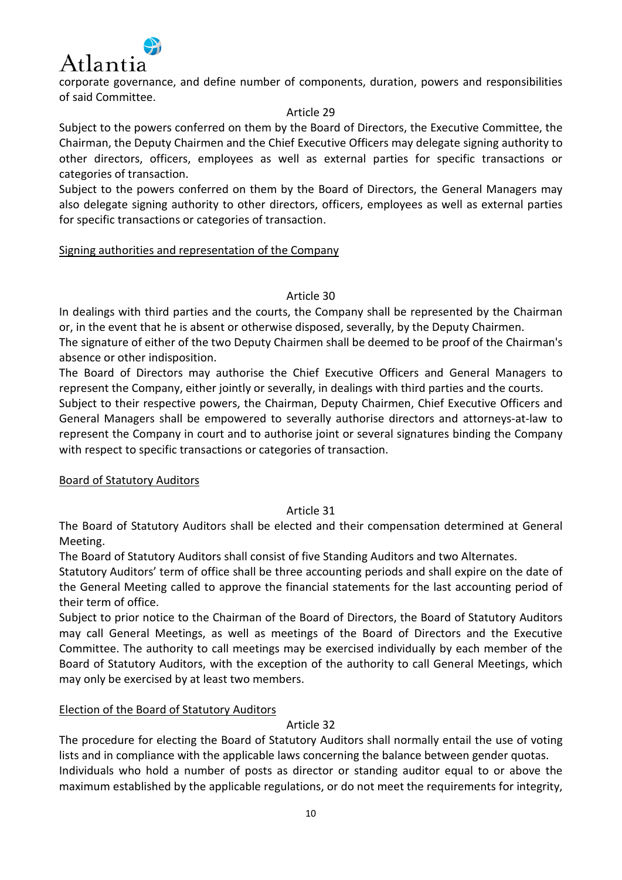corporate governance, and define number of components, duration, powers and responsibilities of said Committee.

Article 29

Subject to the powers conferred on them by the Board of Directors, the Executive Committee, the Chairman, the Deputy Chairmen and the Chief Executive Officers may delegate signing authority to other directors, officers, employees as well as external parties for specific transactions or categories of transaction.

Subject to the powers conferred on them by the Board of Directors, the General Managers may also delegate signing authority to other directors, officers, employees as well as external parties for specific transactions or categories of transaction.

Signing authorities and representation of the Company

Article 30

In dealings with third parties and the courts, the Company shall be represented by the Chairman or, in the event that he is absent or otherwise disposed, severally, by the Deputy Chairmen.

The signature of either of the two Deputy Chairmen shall be deemed to be proof of the Chairman's absence or other indisposition.

The Board of Directors may authorise the Chief Executive Officers and General Managers to represent the Company, either jointly or severally, in dealings with third parties and the courts.

Subject to their respective powers, the Chairman, Deputy Chairmen, Chief Executive Officers and General Managers shall be empowered to severally authorise directors and attorneys-at-law to represent the Company in court and to authorise joint or several signatures binding the Company with respect to specific transactions or categories of transaction.

Board of Statutory Auditors

Article 31

The Board of Statutory Auditors shall be elected and their compensation determined at General Meeting.

The Board of Statutory Auditors shall consist of five Standing Auditors and two Alternates.

Statutory Auditors' term of office shall be three accounting periods and shall expire on the date of the General Meeting called to approve the financial statements for the last accounting period of their term of office.

Subject to prior notice to the Chairman of the Board of Directors, the Board of Statutory Auditors may call General Meetings, as well as meetings of the Board of Directors and the Executive Committee. The authority to call meetings may be exercised individually by each member of the Board of Statutory Auditors, with the exception of the authority to call General Meetings, which may only be exercised by at least two members.

Election of the Board of Statutory Auditors

Article 32

The procedure for electing the Board of Statutory Auditors shall normally entail the use of voting lists and in compliance with the applicable laws concerning the balance between gender quotas.

Individuals who hold a number of posts as director or standing auditor equal to or above the maximum established by the applicable regulations, or do not meet the requirements for integrity,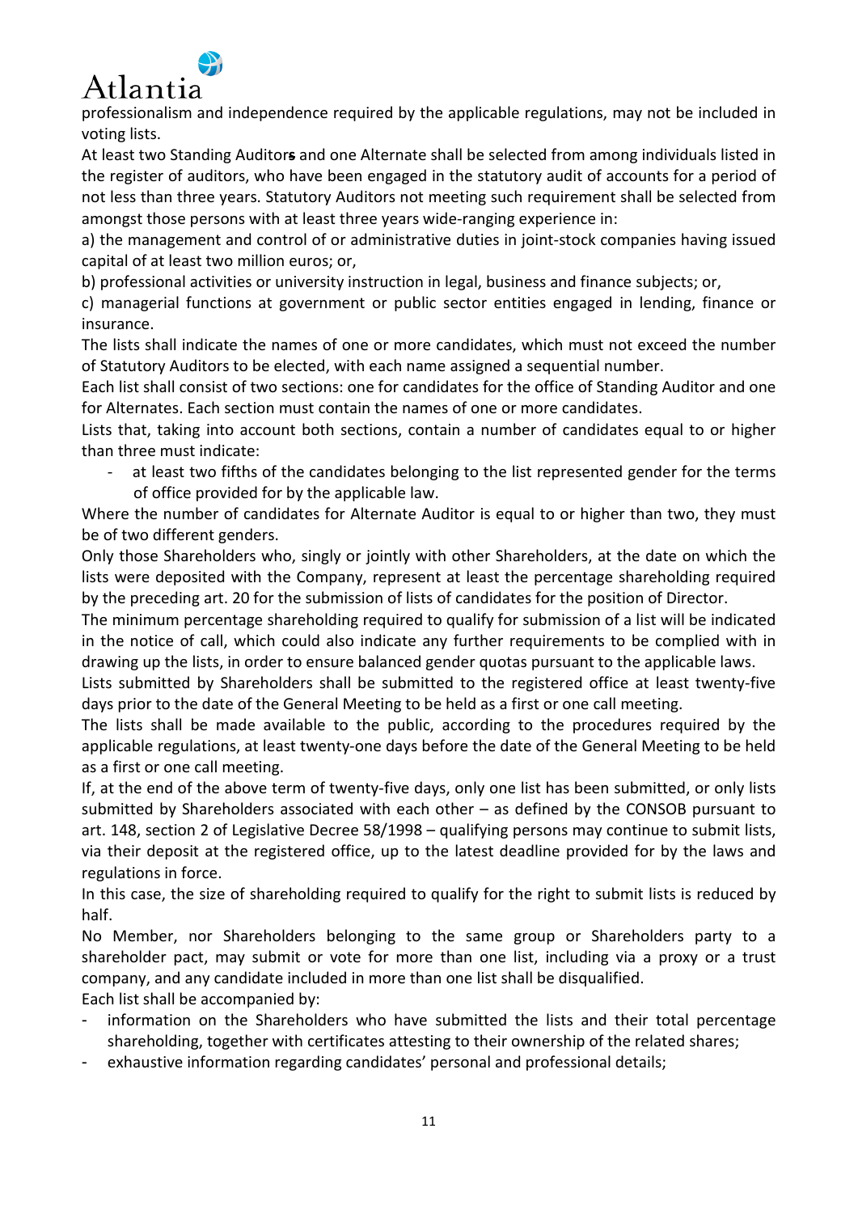professionalism and independence required by the applicable regulations, may not be included in voting lists.

At least two Standing Auditors and one Alternate shall be selected from among individuals listed in the register of auditors, who have been engaged in the statutory audit of accounts for a period of not less than three years. Statutory Auditors not meeting such requirement shall be selected from amongst those persons with at least three years wide-ranging experience in:

a) the management and control of or administrative duties in joint-stock companies having issued capital of at least two million euros; or,

b) professional activities or university instruction in legal, business and finance subjects; or,

c) managerial functions at government or public sector entities engaged in lending, finance or insurance.

The lists shall indicate the names of one or more candidates, which must not exceed the number of Statutory Auditors to be elected, with each name assigned a sequential number.

Each list shall consist of two sections: one for candidates for the office of Standing Auditor and one for Alternates. Each section must contain the names of one or more candidates.

Lists that, taking into account both sections, contain a number of candidates equal to or higher than three must indicate:

- at least two fifths of the candidates belonging to the list represented gender for the terms of office provided for by the applicable law.

Where the number of candidates for Alternate Auditor is equal to or higher than two, they must be of two different genders.

Only those Shareholders who, singly or jointly with other Shareholders, at the date on which the lists were deposited with the Company, represent at least the percentage shareholding required by the preceding art. 20 for the submission of lists of candidates for the position of Director.

The minimum percentage shareholding required to qualify for submission of a list will be indicated in the notice of call, which could also indicate any further requirements to be complied with in drawing up the lists, in order to ensure balanced gender quotas pursuant to the applicable laws.

Lists submitted by Shareholders shall be submitted to the registered office at least twenty-five days prior to the date of the General Meeting to be held as a first or one call meeting.

The lists shall be made available to the public, according to the procedures required by the applicable regulations, at least twenty-one days before the date of the General Meeting to be held as a first or one call meeting.

If, at the end of the above term of twenty-five days, only one list has been submitted, or only lists submitted by Shareholders associated with each other – as defined by the CONSOB pursuant to art. 148, section 2 of Legislative Decree 58/1998 – qualifying persons may continue to submit lists, via their deposit at the registered office, up to the latest deadline provided for by the laws and regulations in force.

In this case, the size of shareholding required to qualify for the right to submit lists is reduced by half.

No Member, nor Shareholders belonging to the same group or Shareholders party to a shareholder pact, may submit or vote for more than one list, including via a proxy or a trust company, and any candidate included in more than one list shall be disqualified.

Each list shall be accompanied by:

- information on the Shareholders who have submitted the lists and their total percentage shareholding, together with certificates attesting to their ownership of the related shares;
- exhaustive information regarding candidates' personal and professional details;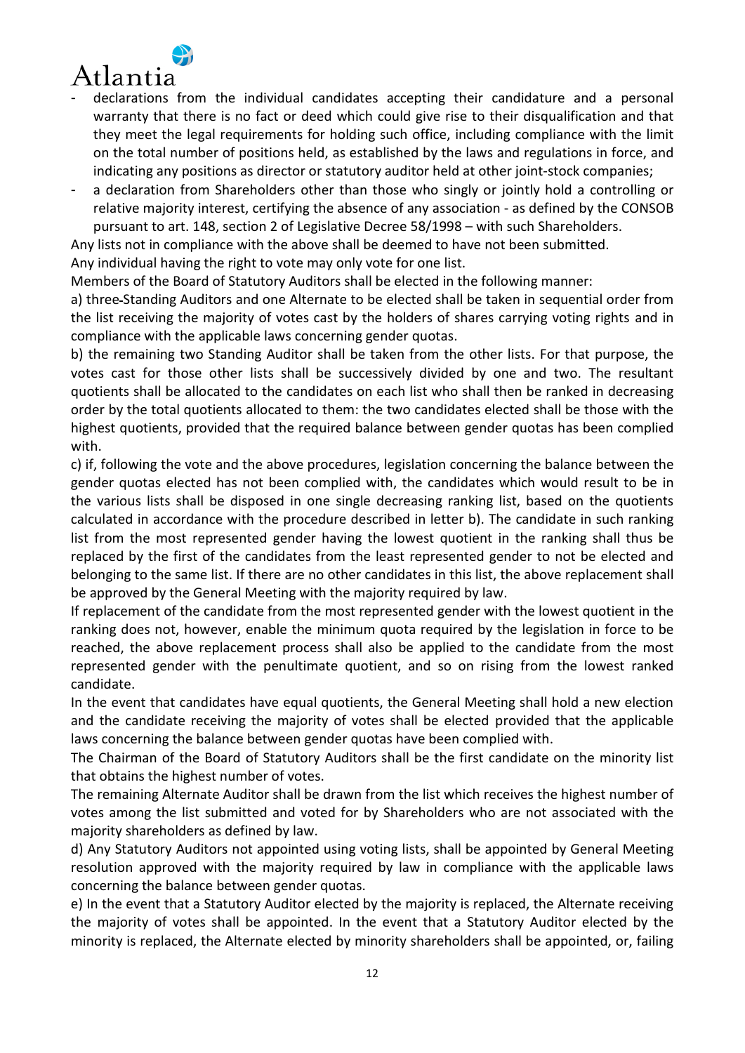- declarations from the individual candidates accepting their candidature and a personal warranty that there is no fact or deed which could give rise to their disqualification and that they meet the legal requirements for holding such office, including compliance with the limit on the total number of positions held, as established by the laws and regulations in force, and indicating any positions as director or statutory auditor held at other joint-stock companies;
- a declaration from Shareholders other than those who singly or jointly hold a controlling or relative majority interest, certifying the absence of any association - as defined by the CONSOB pursuant to art. 148, section 2 of Legislative Decree 58/1998 – with such Shareholders.

Any lists not in compliance with the above shall be deemed to have not been submitted.

Any individual having the right to vote may only vote for one list.

Members of the Board of Statutory Auditors shall be elected in the following manner:

a) three-Standing Auditors and one Alternate to be elected shall be taken in sequential order from the list receiving the majority of votes cast by the holders of shares carrying voting rights and in compliance with the applicable laws concerning gender quotas.

b) the remaining two Standing Auditor shall be taken from the other lists. For that purpose, the votes cast for those other lists shall be successively divided by one and two. The resultant quotients shall be allocated to the candidates on each list who shall then be ranked in decreasing order by the total quotients allocated to them: the two candidates elected shall be those with the highest quotients, provided that the required balance between gender quotas has been complied with.

c) if, following the vote and the above procedures, legislation concerning the balance between the gender quotas elected has not been complied with, the candidates which would result to be in the various lists shall be disposed in one single decreasing ranking list, based on the quotients calculated in accordance with the procedure described in letter b). The candidate in such ranking list from the most represented gender having the lowest quotient in the ranking shall thus be replaced by the first of the candidates from the least represented gender to not be elected and belonging to the same list. If there are no other candidates in this list, the above replacement shall be approved by the General Meeting with the majority required by law.

If replacement of the candidate from the most represented gender with the lowest quotient in the ranking does not, however, enable the minimum quota required by the legislation in force to be reached, the above replacement process shall also be applied to the candidate from the most represented gender with the penultimate quotient, and so on rising from the lowest ranked candidate.

In the event that candidates have equal quotients, the General Meeting shall hold a new election and the candidate receiving the majority of votes shall be elected provided that the applicable laws concerning the balance between gender quotas have been complied with.

The Chairman of the Board of Statutory Auditors shall be the first candidate on the minority list that obtains the highest number of votes.

The remaining Alternate Auditor shall be drawn from the list which receives the highest number of votes among the list submitted and voted for by Shareholders who are not associated with the majority shareholders as defined by law.

d) Any Statutory Auditors not appointed using voting lists, shall be appointed by General Meeting resolution approved with the majority required by law in compliance with the applicable laws concerning the balance between gender quotas.

e) In the event that a Statutory Auditor elected by the majority is replaced, the Alternate receiving the majority of votes shall be appointed. In the event that a Statutory Auditor elected by the minority is replaced, the Alternate elected by minority shareholders shall be appointed, or, failing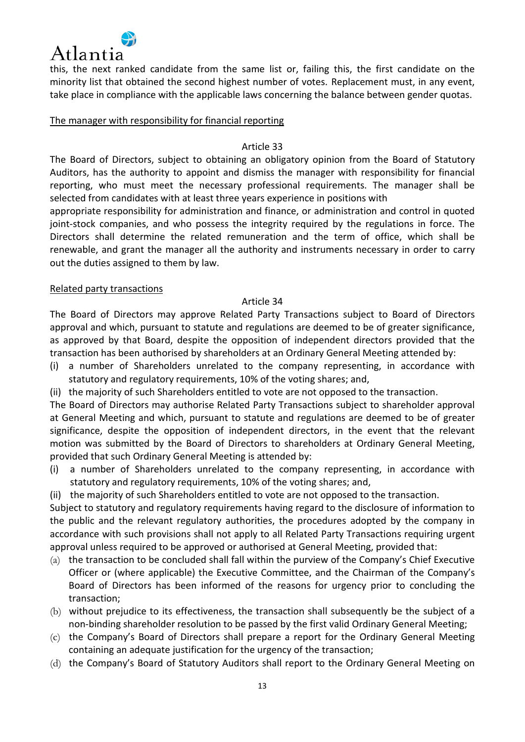this, the next ranked candidate from the same list or, failing this, the first candidate on the minority list that obtained the second highest number of votes. Replacement must, in any event, take place in compliance with the applicable laws concerning the balance between gender quotas.

The manager with responsibility for financial reporting

Article 33

The Board of Directors, subject to obtaining an obligatory opinion from the Board of Statutory Auditors, has the authority to appoint and dismiss the manager with responsibility for financial reporting, who must meet the necessary professional requirements. The manager shall be selected from candidates with at least three years experience in positions with appropriate responsibility for administration and finance, or administration and control in quoted joint-stock companies, and who possess the integrity required by the regulations in force. The Directors shall determine the related remuneration and the term of office, which shall be renewable, and grant the manager all the authority and instruments necessary in order to carry out the duties assigned to them by law.

Related party transactions

Article 34

The Board of Directors may approve Related Party Transactions subject to Board of Directors approval and which, pursuant to statute and regulations are deemed to be of greater significance, as approved by that Board, despite the opposition of independent directors provided that the transaction has been authorised by shareholders at an Ordinary General Meeting attended by:

(i) a number of Shareholders unrelated to the company representing, in accordance with statutory and regulatory requirements, 10% of the voting shares; and,
(ii) the majority of such Shareholders entitled to vote are not opposed to the transaction.

The Board of Directors may authorise Related Party Transactions subject to shareholder approval at General Meeting and which, pursuant to statute and regulations are deemed to be of greater significance, despite the opposition of independent directors, in the event that the relevant motion was submitted by the Board of Directors to shareholders at Ordinary General Meeting, provided that such Ordinary General Meeting is attended by:

(i) a number of Shareholders unrelated to the company representing, in accordance with statutory and regulatory requirements, 10% of the voting shares; and,
(ii) the majority of such Shareholders entitled to vote are not opposed to the transaction.

Subject to statutory and regulatory requirements having regard to the disclosure of information to the public and the relevant regulatory authorities, the procedures adopted by the company in accordance with such provisions shall not apply to all Related Party Transactions requiring urgent approval unless required to be approved or authorised at General Meeting, provided that:

(a) the transaction to be concluded shall fall within the purview of the Company's Chief Executive Officer or (where applicable) the Executive Committee, and the Chairman of the Company's Board of Directors has been informed of the reasons for urgency prior to concluding the transaction;
(b) without prejudice to its effectiveness, the transaction shall subsequently be the subject of a non-binding shareholder resolution to be passed by the first valid Ordinary General Meeting;
(c) the Company's Board of Directors shall prepare a report for the Ordinary General Meeting containing an adequate justification for the urgency of the transaction;
(d) the Company's Board of Statutory Auditors shall report to the Ordinary General Meeting on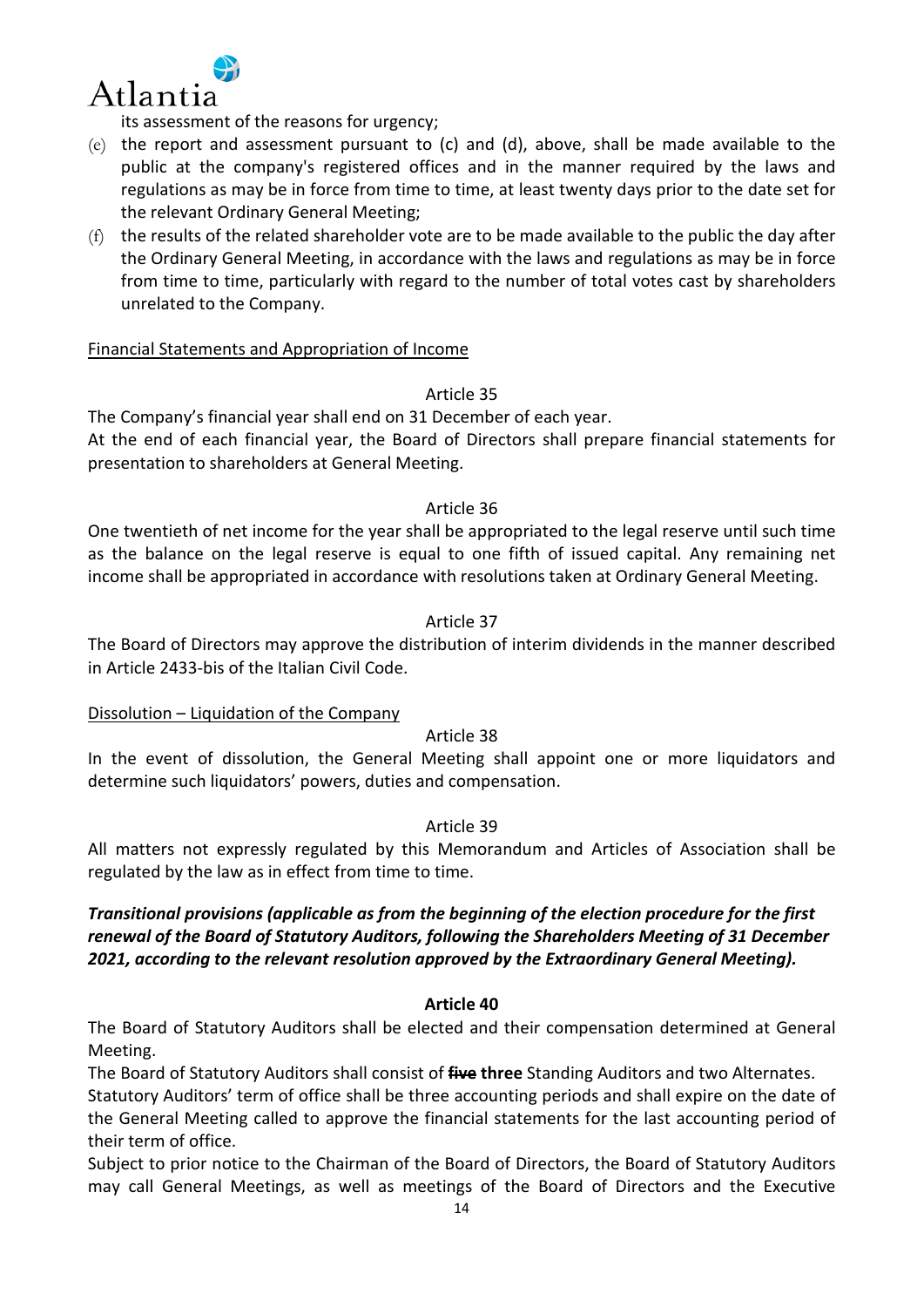its assessment of the reasons for urgency;

(e) the report and assessment pursuant to (c) and (d), above, shall be made available to the public at the company's registered offices and in the manner required by the laws and regulations as may be in force from time to time, at least twenty days prior to the date set for the relevant Ordinary General Meeting;

(f) the results of the related shareholder vote are to be made available to the public the day after the Ordinary General Meeting, in accordance with the laws and regulations as may be in force from time to time, particularly with regard to the number of total votes cast by shareholders unrelated to the Company.

Financial Statements and Appropriation of Income

Article 35

The Company's financial year shall end on 31 December of each year.
At the end of each financial year, the Board of Directors shall prepare financial statements for presentation to shareholders at General Meeting.

Article 36

One twentieth of net income for the year shall be appropriated to the legal reserve until such time as the balance on the legal reserve is equal to one fifth of issued capital. Any remaining net income shall be appropriated in accordance with resolutions taken at Ordinary General Meeting.

Article 37

The Board of Directors may approve the distribution of interim dividends in the manner described in Article 2433-bis of the Italian Civil Code.

Dissolution – Liquidation of the Company

Article 38

In the event of dissolution, the General Meeting shall appoint one or more liquidators and determine such liquidators' powers, duties and compensation.

Article 39

All matters not expressly regulated by this Memorandum and Articles of Association shall be regulated by the law as in effect from time to time.

***Transitional provisions (applicable as from the beginning of the election procedure for the first renewal of the Board of Statutory Auditors, following the Shareholders Meeting of 31 December 2021, according to the relevant resolution approved by the Extraordinary General Meeting).***

**Article 40**

The Board of Statutory Auditors shall be elected and their compensation determined at General Meeting.
The Board of Statutory Auditors shall consist of ~~**five**~~ **three** Standing Auditors and two Alternates.
Statutory Auditors' term of office shall be three accounting periods and shall expire on the date of the General Meeting called to approve the financial statements for the last accounting period of their term of office.
Subject to prior notice to the Chairman of the Board of Directors, the Board of Statutory Auditors may call General Meetings, as well as meetings of the Board of Directors and the Executive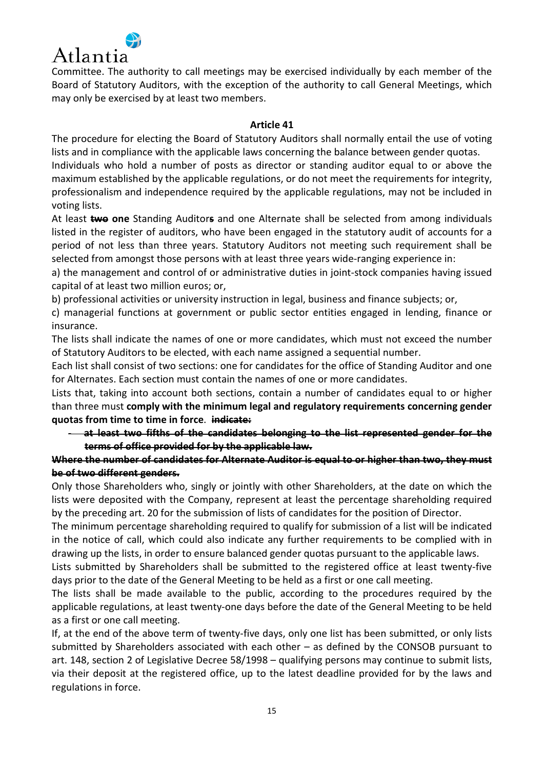Committee. The authority to call meetings may be exercised individually by each member of the Board of Statutory Auditors, with the exception of the authority to call General Meetings, which may only be exercised by at least two members.

**Article 41**

The procedure for electing the Board of Statutory Auditors shall normally entail the use of voting lists and in compliance with the applicable laws concerning the balance between gender quotas.

Individuals who hold a number of posts as director or standing auditor equal to or above the maximum established by the applicable regulations, or do not meet the requirements for integrity, professionalism and independence required by the applicable regulations, may not be included in voting lists.

At least ~~**two**~~ **one** Standing Auditor~~**s**~~ and one Alternate shall be selected from among individuals listed in the register of auditors, who have been engaged in the statutory audit of accounts for a period of not less than three years. Statutory Auditors not meeting such requirement shall be selected from amongst those persons with at least three years wide-ranging experience in:

a) the management and control of or administrative duties in joint-stock companies having issued capital of at least two million euros; or,

b) professional activities or university instruction in legal, business and finance subjects; or,

c) managerial functions at government or public sector entities engaged in lending, finance or insurance.

The lists shall indicate the names of one or more candidates, which must not exceed the number of Statutory Auditors to be elected, with each name assigned a sequential number.

Each list shall consist of two sections: one for candidates for the office of Standing Auditor and one for Alternates. Each section must contain the names of one or more candidates.

Lists that, taking into account both sections, contain a number of candidates equal to or higher than three must **comply with the minimum legal and regulatory requirements concerning gender quotas from time to time in force**. ~~**indicate:**~~

- ~~**at least two fifths of the candidates belonging to the list represented gender for the terms of office provided for by the applicable law.**~~

~~**Where the number of candidates for Alternate Auditor is equal to or higher than two, they must be of two different genders.**~~

Only those Shareholders who, singly or jointly with other Shareholders, at the date on which the lists were deposited with the Company, represent at least the percentage shareholding required by the preceding art. 20 for the submission of lists of candidates for the position of Director.

The minimum percentage shareholding required to qualify for submission of a list will be indicated in the notice of call, which could also indicate any further requirements to be complied with in drawing up the lists, in order to ensure balanced gender quotas pursuant to the applicable laws.

Lists submitted by Shareholders shall be submitted to the registered office at least twenty-five days prior to the date of the General Meeting to be held as a first or one call meeting.

The lists shall be made available to the public, according to the procedures required by the applicable regulations, at least twenty-one days before the date of the General Meeting to be held as a first or one call meeting.

If, at the end of the above term of twenty-five days, only one list has been submitted, or only lists submitted by Shareholders associated with each other – as defined by the CONSOB pursuant to art. 148, section 2 of Legislative Decree 58/1998 – qualifying persons may continue to submit lists, via their deposit at the registered office, up to the latest deadline provided for by the laws and regulations in force.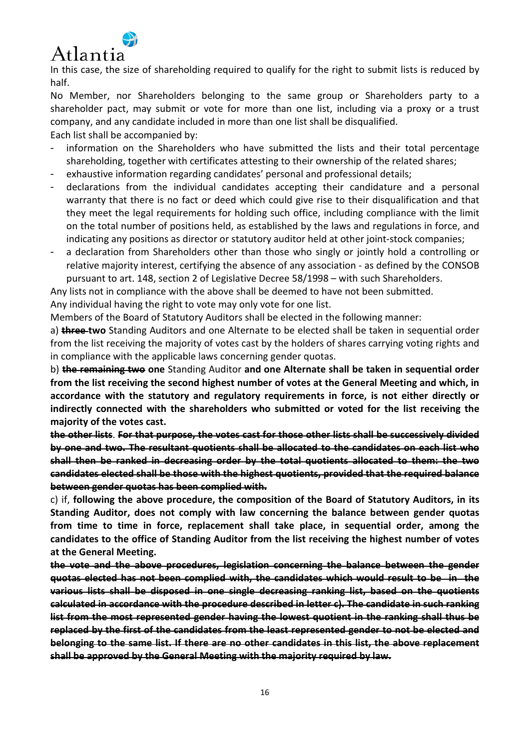In this case, the size of shareholding required to qualify for the right to submit lists is reduced by half.

No Member, nor Shareholders belonging to the same group or Shareholders party to a shareholder pact, may submit or vote for more than one list, including via a proxy or a trust company, and any candidate included in more than one list shall be disqualified.

Each list shall be accompanied by:

- information on the Shareholders who have submitted the lists and their total percentage shareholding, together with certificates attesting to their ownership of the related shares;
- exhaustive information regarding candidates' personal and professional details;
- declarations from the individual candidates accepting their candidature and a personal warranty that there is no fact or deed which could give rise to their disqualification and that they meet the legal requirements for holding such office, including compliance with the limit on the total number of positions held, as established by the laws and regulations in force, and indicating any positions as director or statutory auditor held at other joint-stock companies;
- a declaration from Shareholders other than those who singly or jointly hold a controlling or relative majority interest, certifying the absence of any association - as defined by the CONSOB pursuant to art. 148, section 2 of Legislative Decree 58/1998 – with such Shareholders.

Any lists not in compliance with the above shall be deemed to have not been submitted.

Any individual having the right to vote may only vote for one list.

Members of the Board of Statutory Auditors shall be elected in the following manner:

a) ~~**three**~~ **two** Standing Auditors and one Alternate to be elected shall be taken in sequential order from the list receiving the majority of votes cast by the holders of shares carrying voting rights and in compliance with the applicable laws concerning gender quotas.

b) ~~**the remaining two**~~ **one** Standing Auditor **and one Alternate shall be taken in sequential order from the list receiving the second highest number of votes at the General Meeting and which, in accordance with the statutory and regulatory requirements in force, is not either directly or indirectly connected with the shareholders who submitted or voted for the list receiving the majority of the votes cast.**

~~**the other lists**~~. ~~**For that purpose, the votes cast for those other lists shall be successively divided by one and two. The resultant quotients shall be allocated to the candidates on each list who shall then be ranked in decreasing order by the total quotients allocated to them: the two candidates elected shall be those with the highest quotients, provided that the required balance between gender quotas has been complied with.**~~

c) if, **following the above procedure, the composition of the Board of Statutory Auditors, in its Standing Auditor, does not comply with law concerning the balance between gender quotas from time to time in force, replacement shall take place, in sequential order, among the candidates to the office of Standing Auditor from the list receiving the highest number of votes at the General Meeting.**

~~**the vote and the above procedures, legislation concerning the balance between the gender quotas elected has not been complied with, the candidates which would result to be in the various lists shall be disposed in one single decreasing ranking list, based on the quotients calculated in accordance with the procedure described in letter c). The candidate in such ranking list from the most represented gender having the lowest quotient in the ranking shall thus be replaced by the first of the candidates from the least represented gender to not be elected and belonging to the same list. If there are no other candidates in this list, the above replacement shall be approved by the General Meeting with the majority required by law.**~~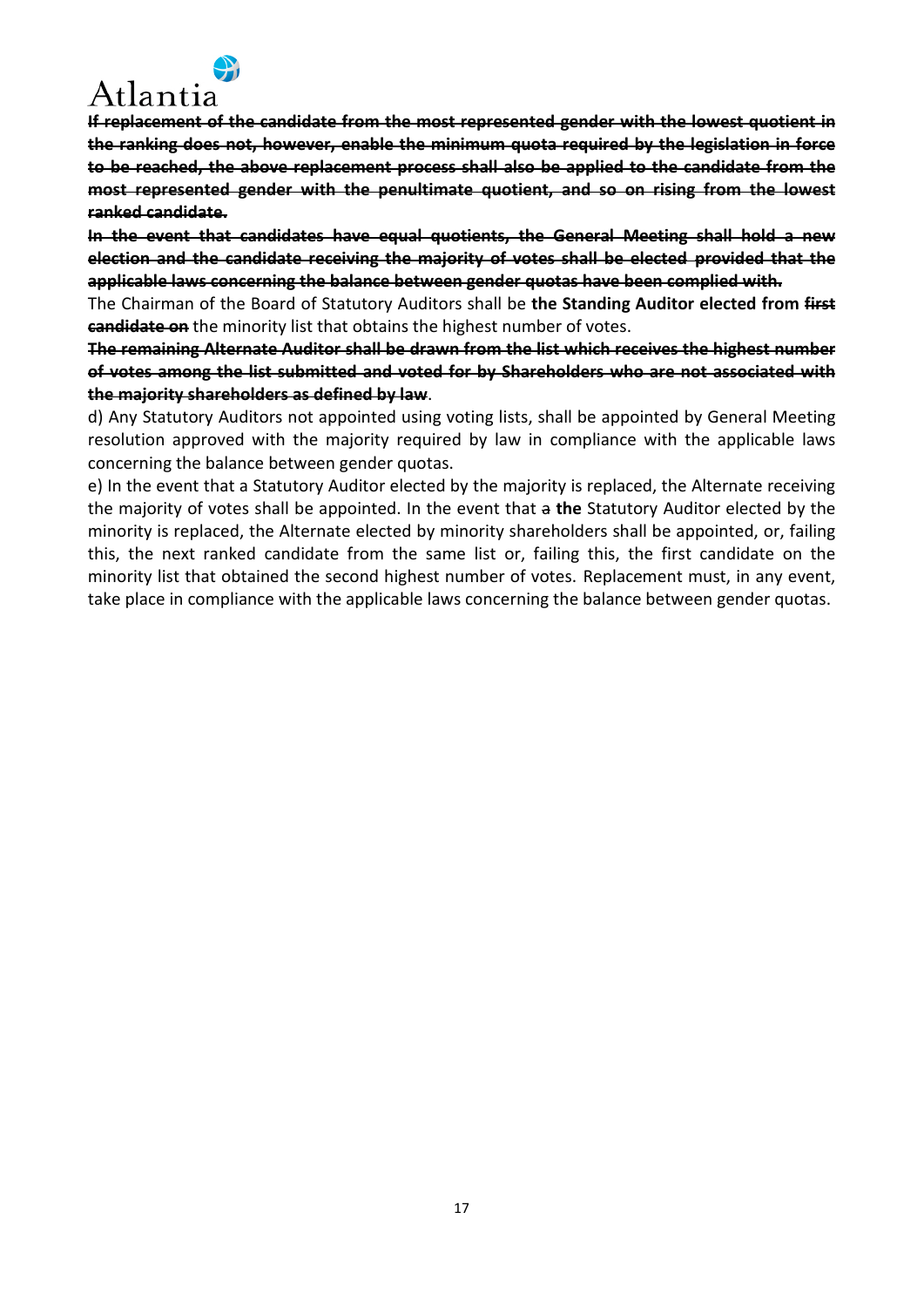~~**If replacement of the candidate from the most represented gender with the lowest quotient in the ranking does not, however, enable the minimum quota required by the legislation in force to be reached, the above replacement process shall also be applied to the candidate from the most represented gender with the penultimate quotient, and so on rising from the lowest ranked candidate.**~~

~~**In the event that candidates have equal quotients, the General Meeting shall hold a new election and the candidate receiving the majority of votes shall be elected provided that the applicable laws concerning the balance between gender quotas have been complied with.**~~

The Chairman of the Board of Statutory Auditors shall be **the Standing Auditor elected from** ~~**first candidate on**~~ the minority list that obtains the highest number of votes.

~~**The remaining Alternate Auditor shall be drawn from the list which receives the highest number of votes among the list submitted and voted for by Shareholders who are not associated with the majority shareholders as defined by law**~~.

d) Any Statutory Auditors not appointed using voting lists, shall be appointed by General Meeting resolution approved with the majority required by law in compliance with the applicable laws concerning the balance between gender quotas.

e) In the event that a Statutory Auditor elected by the majority is replaced, the Alternate receiving the majority of votes shall be appointed. In the event that ~~a~~ **the** Statutory Auditor elected by the minority is replaced, the Alternate elected by minority shareholders shall be appointed, or, failing this, the next ranked candidate from the same list or, failing this, the first candidate on the minority list that obtained the second highest number of votes. Replacement must, in any event, take place in compliance with the applicable laws concerning the balance between gender quotas.